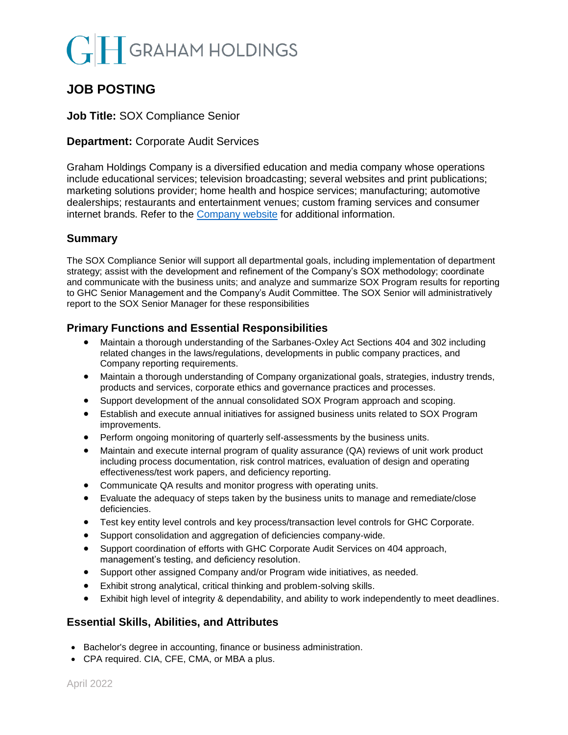# GRAHAM HOLDINGS

## JOB POSTING

**Job Title:** SOX Compliance Senior

**Department:** Corporate Audit Services

Graham Holdings Company is a diversified education and media company whose operations include educational services; television broadcasting; several websites and print publications; marketing solutions provider; home health and hospice services; manufacturing; automotive dealerships; restaurants and entertainment venues; custom framing services and consumer internet brands. Refer to the [Company website](#) for additional information.

### Summary

The SOX Compliance Senior will support all departmental goals, including implementation of department strategy; assist with the development and refinement of the Company's SOX methodology; coordinate and communicate with the business units; and analyze and summarize SOX Program results for reporting to GHC Senior Management and the Company's Audit Committee. The SOX Senior will administratively report to the SOX Senior Manager for these responsibilities

### Primary Functions and Essential Responsibilities

- Maintain a thorough understanding of the Sarbanes-Oxley Act Sections 404 and 302 including related changes in the laws/regulations, developments in public company practices, and Company reporting requirements.
- Maintain a thorough understanding of Company organizational goals, strategies, industry trends, products and services, corporate ethics and governance practices and processes.
- Support development of the annual consolidated SOX Program approach and scoping.
- Establish and execute annual initiatives for assigned business units related to SOX Program improvements.
- Perform ongoing monitoring of quarterly self-assessments by the business units.
- Maintain and execute internal program of quality assurance (QA) reviews of unit work product including process documentation, risk control matrices, evaluation of design and operating effectiveness/test work papers, and deficiency reporting.
- Communicate QA results and monitor progress with operating units.
- Evaluate the adequacy of steps taken by the business units to manage and remediate/close deficiencies.
- Test key entity level controls and key process/transaction level controls for GHC Corporate.
- Support consolidation and aggregation of deficiencies company-wide.
- Support coordination of efforts with GHC Corporate Audit Services on 404 approach, management's testing, and deficiency resolution.
- Support other assigned Company and/or Program wide initiatives, as needed.
- Exhibit strong analytical, critical thinking and problem-solving skills.
- Exhibit high level of integrity & dependability, and ability to work independently to meet deadlines.

### Essential Skills, Abilities, and Attributes

- Bachelor's degree in accounting, finance or business administration.
- CPA required. CIA, CFE, CMA, or MBA a plus.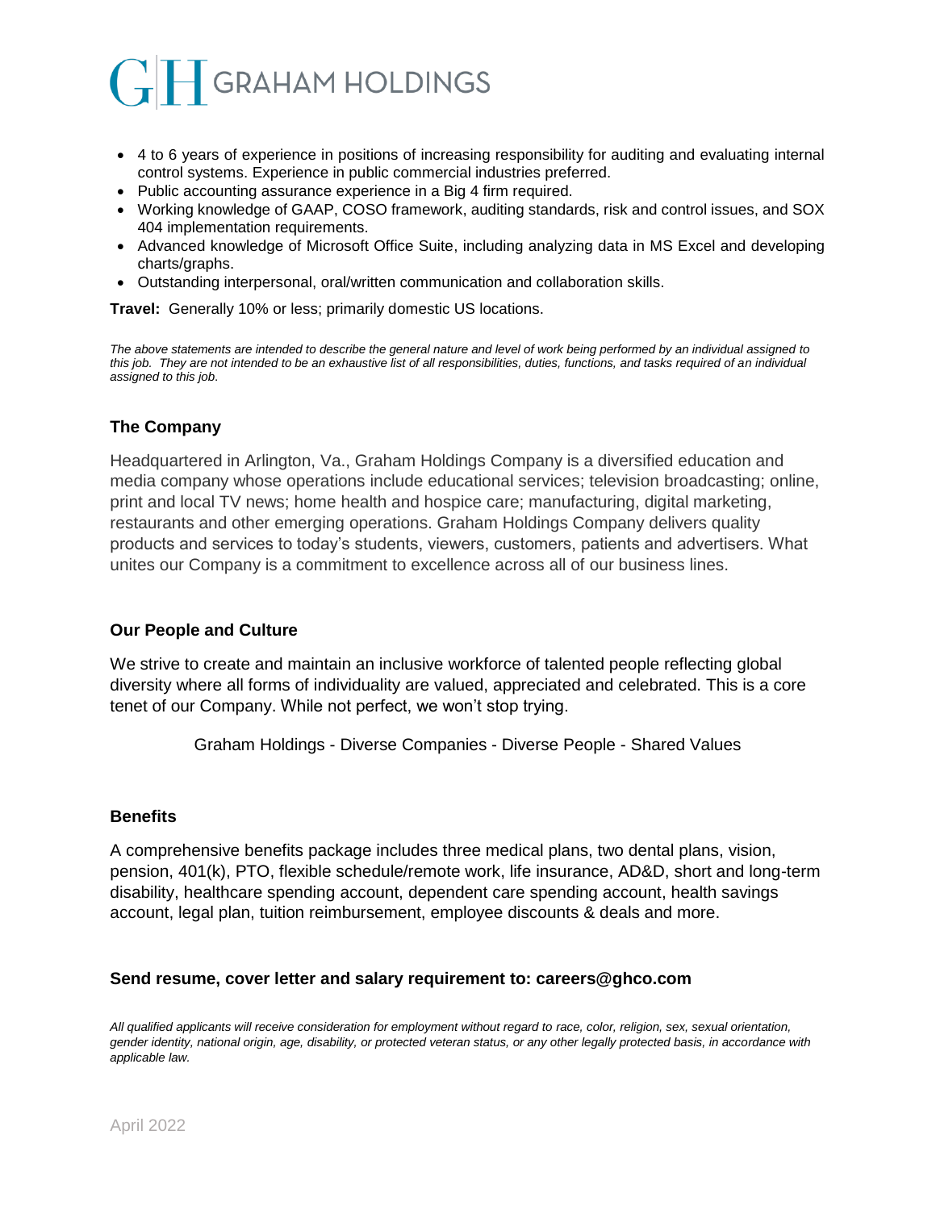- 4 to 6 years of experience in positions of increasing responsibility for auditing and evaluating internal control systems. Experience in public commercial industries preferred.
- Public accounting assurance experience in a Big 4 firm required.
- Working knowledge of GAAP, COSO framework, auditing standards, risk and control issues, and SOX 404 implementation requirements.
- Advanced knowledge of Microsoft Office Suite, including analyzing data in MS Excel and developing charts/graphs.
- Outstanding interpersonal, oral/written communication and collaboration skills.

**Travel:** Generally 10% or less; primarily domestic US locations.

*The above statements are intended to describe the general nature and level of work being performed by an individual assigned to this job. They are not intended to be an exhaustive list of all responsibilities, duties, functions, and tasks required of an individual assigned to this job.*

### The Company

Headquartered in Arlington, Va., Graham Holdings Company is a diversified education and media company whose operations include educational services; television broadcasting; online, print and local TV news; home health and hospice care; manufacturing, digital marketing, restaurants and other emerging operations. Graham Holdings Company delivers quality products and services to today's students, viewers, customers, patients and advertisers. What unites our Company is a commitment to excellence across all of our business lines.

### Our People and Culture

We strive to create and maintain an inclusive workforce of talented people reflecting global diversity where all forms of individuality are valued, appreciated and celebrated. This is a core tenet of our Company. While not perfect, we won't stop trying.

Graham Holdings - Diverse Companies - Diverse People - Shared Values

### Benefits

A comprehensive benefits package includes three medical plans, two dental plans, vision, pension, 401(k), PTO, flexible schedule/remote work, life insurance, AD&D, short and long-term disability, healthcare spending account, dependent care spending account, health savings account, legal plan, tuition reimbursement, employee discounts & deals and more.

**Send resume, cover letter and salary requirement to: careers@ghco.com**

*All qualified applicants will receive consideration for employment without regard to race, color, religion, sex, sexual orientation, gender identity, national origin, age, disability, or protected veteran status, or any other legally protected basis, in accordance with applicable law.*

April 2022